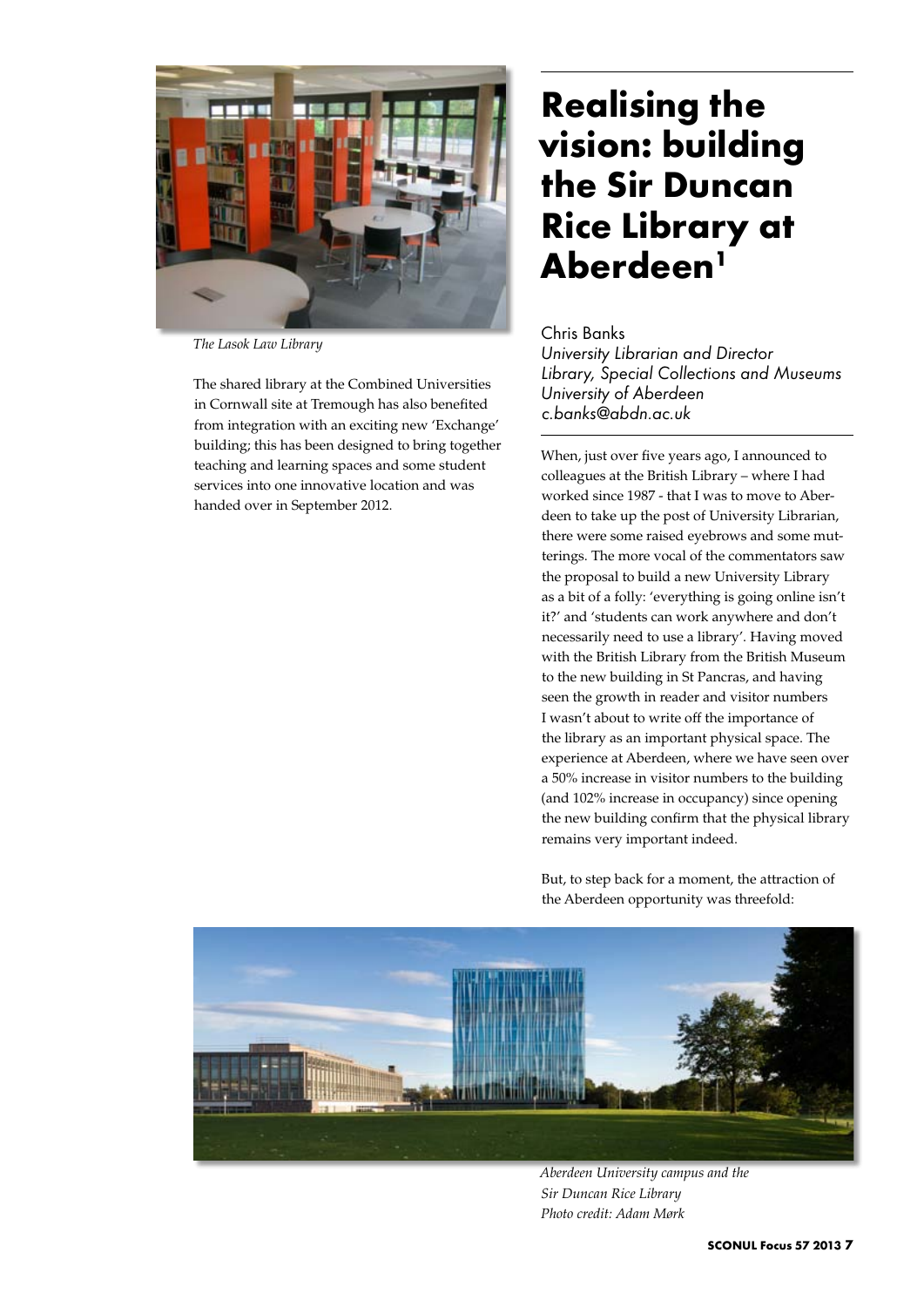*The Lasok Law Library*

The shared library at the Combined Universities in Cornwall site at Tremough has also benefited from integration with an exciting new 'Exchange' building; this has been designed to bring together teaching and learning spaces and some student services into one innovative location and was handed over in September 2012.

# Realising the vision: building the Sir Duncan Rice Library at Aberdeen[1]

Chris Banks
*University Librarian and Director*
*Library, Special Collections and Museums*
*University of Aberdeen*
*c.banks@abdn.ac.uk*

When, just over five years ago, I announced to colleagues at the British Library – where I had worked since 1987 - that I was to move to Aberdeen to take up the post of University Librarian, there were some raised eyebrows and some mutterings. The more vocal of the commentators saw the proposal to build a new University Library as a bit of a folly: 'everything is going online isn't it?' and 'students can work anywhere and don't necessarily need to use a library'. Having moved with the British Library from the British Museum to the new building in St Pancras, and having seen the growth in reader and visitor numbers I wasn't about to write off the importance of the library as an important physical space. The experience at Aberdeen, where we have seen over a 50% increase in visitor numbers to the building (and 102% increase in occupancy) since opening the new building confirm that the physical library remains very important indeed.

But, to step back for a moment, the attraction of the Aberdeen opportunity was threefold:

*Aberdeen University campus and the Sir Duncan Rice Library*
*Photo credit: Adam Mørk*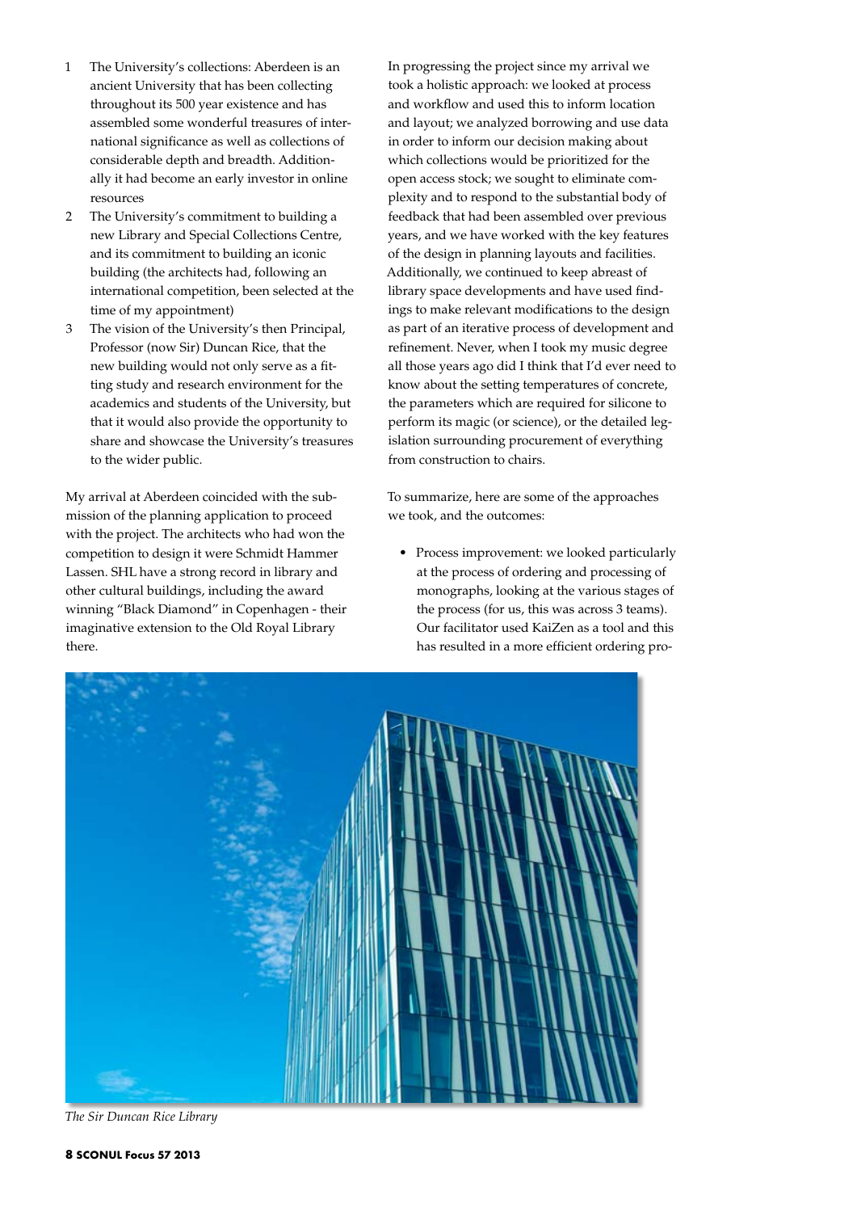1. The University's collections: Aberdeen is an ancient University that has been collecting throughout its 500 year existence and has assembled some wonderful treasures of international significance as well as collections of considerable depth and breadth. Additionally it had become an early investor in online resources
2. The University's commitment to building a new Library and Special Collections Centre, and its commitment to building an iconic building (the architects had, following an international competition, been selected at the time of my appointment)
3. The vision of the University's then Principal, Professor (now Sir) Duncan Rice, that the new building would not only serve as a fitting study and research environment for the academics and students of the University, but that it would also provide the opportunity to share and showcase the University's treasures to the wider public.

My arrival at Aberdeen coincided with the submission of the planning application to proceed with the project. The architects who had won the competition to design it were Schmidt Hammer Lassen. SHL have a strong record in library and other cultural buildings, including the award winning "Black Diamond" in Copenhagen - their imaginative extension to the Old Royal Library there.

In progressing the project since my arrival we took a holistic approach: we looked at process and workflow and used this to inform location and layout; we analyzed borrowing and use data in order to inform our decision making about which collections would be prioritized for the open access stock; we sought to eliminate complexity and to respond to the substantial body of feedback that had been assembled over previous years, and we have worked with the key features of the design in planning layouts and facilities. Additionally, we continued to keep abreast of library space developments and have used findings to make relevant modifications to the design as part of an iterative process of development and refinement. Never, when I took my music degree all those years ago did I think that I'd ever need to know about the setting temperatures of concrete, the parameters which are required for silicone to perform its magic (or science), or the detailed legislation surrounding procurement of everything from construction to chairs.

To summarize, here are some of the approaches we took, and the outcomes:

- Process improvement: we looked particularly at the process of ordering and processing of monographs, looking at the various stages of the process (for us, this was across 3 teams). Our facilitator used KaiZen as a tool and this has resulted in a more efficient ordering pro-

*The Sir Duncan Rice Library*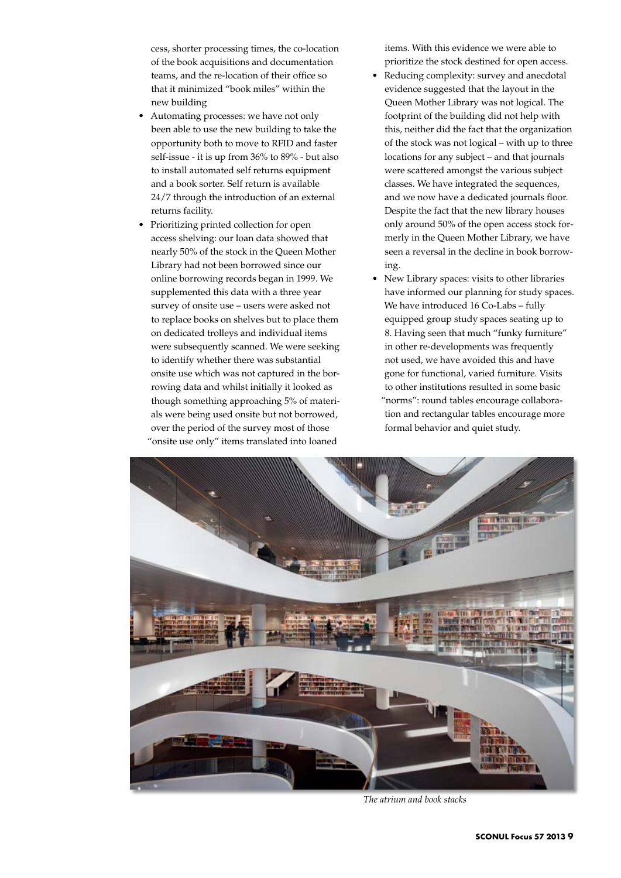cess, shorter processing times, the co-location of the book acquisitions and documentation teams, and the re-location of their office so that it minimized "book miles" within the new building

- Automating processes: we have not only been able to use the new building to take the opportunity both to move to RFID and faster self-issue - it is up from 36% to 89% - but also to install automated self returns equipment and a book sorter. Self return is available 24/7 through the introduction of an external returns facility.
- Prioritizing printed collection for open access shelving: our loan data showed that nearly 50% of the stock in the Queen Mother Library had not been borrowed since our online borrowing records began in 1999. We supplemented this data with a three year survey of onsite use – users were asked not to replace books on shelves but to place them on dedicated trolleys and individual items were subsequently scanned. We were seeking to identify whether there was substantial onsite use which was not captured in the borrowing data and whilst initially it looked as though something approaching 5% of materials were being used onsite but not borrowed, over the period of the survey most of those "onsite use only" items translated into loaned items. With this evidence we were able to prioritize the stock destined for open access.
- Reducing complexity: survey and anecdotal evidence suggested that the layout in the Queen Mother Library was not logical. The footprint of the building did not help with this, neither did the fact that the organization of the stock was not logical – with up to three locations for any subject – and that journals were scattered amongst the various subject classes. We have integrated the sequences, and we now have a dedicated journals floor. Despite the fact that the new library houses only around 50% of the open access stock formerly in the Queen Mother Library, we have seen a reversal in the decline in book borrowing.
- New Library spaces: visits to other libraries have informed our planning for study spaces. We have introduced 16 Co-Labs – fully equipped group study spaces seating up to 8. Having seen that much "funky furniture" in other re-developments was frequently not used, we have avoided this and have gone for functional, varied furniture. Visits to other institutions resulted in some basic "norms": round tables encourage collaboration and rectangular tables encourage more formal behavior and quiet study.

*The atrium and book stacks*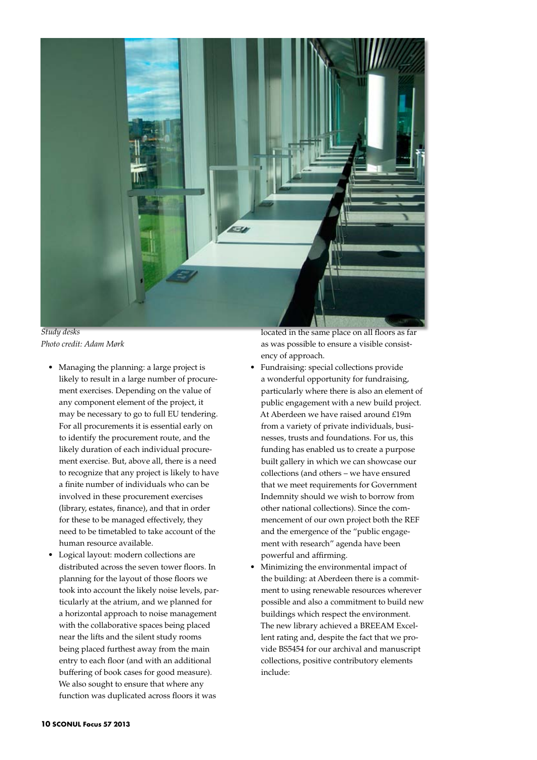*Study desks*
*Photo credit: Adam Mørk*

- Managing the planning: a large project is likely to result in a large number of procurement exercises. Depending on the value of any component element of the project, it may be necessary to go to full EU tendering. For all procurements it is essential early on to identify the procurement route, and the likely duration of each individual procurement exercise. But, above all, there is a need to recognize that any project is likely to have a finite number of individuals who can be involved in these procurement exercises (library, estates, finance), and that in order for these to be managed effectively, they need to be timetabled to take account of the human resource available.
- Logical layout: modern collections are distributed across the seven tower floors. In planning for the layout of those floors we took into account the likely noise levels, particularly at the atrium, and we planned for a horizontal approach to noise management with the collaborative spaces being placed near the lifts and the silent study rooms being placed furthest away from the main entry to each floor (and with an additional buffering of book cases for good measure). We also sought to ensure that where any function was duplicated across floors it was located in the same place on all floors as far as was possible to ensure a visible consistency of approach.
- Fundraising: special collections provide a wonderful opportunity for fundraising, particularly where there is also an element of public engagement with a new build project. At Aberdeen we have raised around £19m from a variety of private individuals, businesses, trusts and foundations. For us, this funding has enabled us to create a purpose built gallery in which we can showcase our collections (and others – we have ensured that we meet requirements for Government Indemnity should we wish to borrow from other national collections). Since the commencement of our own project both the REF and the emergence of the "public engagement with research" agenda have been powerful and affirming.
- Minimizing the environmental impact of the building: at Aberdeen there is a commitment to using renewable resources wherever possible and also a commitment to build new buildings which respect the environment. The new library achieved a BREEAM Excellent rating and, despite the fact that we provide BS5454 for our archival and manuscript collections, positive contributory elements include: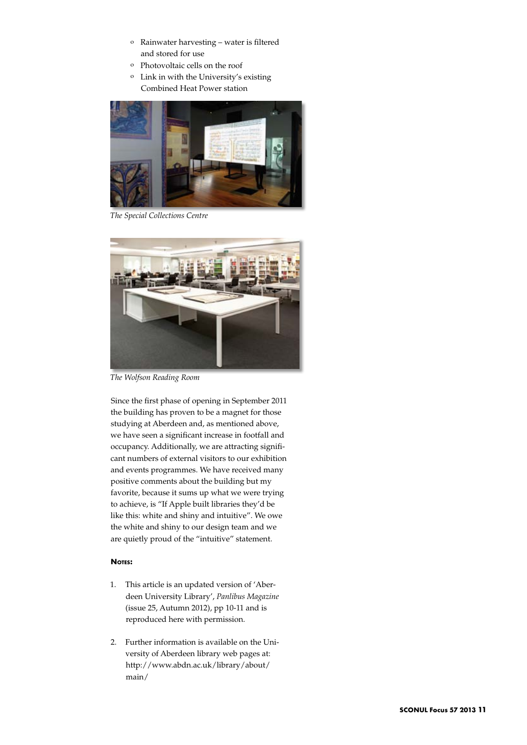- Rainwater harvesting – water is filtered and stored for use
- Photovoltaic cells on the roof
- Link in with the University's existing Combined Heat Power station

*The Special Collections Centre*

*The Wolfson Reading Room*

Since the first phase of opening in September 2011 the building has proven to be a magnet for those studying at Aberdeen and, as mentioned above, we have seen a significant increase in footfall and occupancy. Additionally, we are attracting significant numbers of external visitors to our exhibition and events programmes. We have received many positive comments about the building but my favorite, because it sums up what we were trying to achieve, is "If Apple built libraries they'd be like this: white and shiny and intuitive". We owe the white and shiny to our design team and we are quietly proud of the "intuitive" statement.

**Notes:**

1. This article is an updated version of 'Aberdeen University Library', *Panlibus Magazine* (issue 25, Autumn 2012), pp 10-11 and is reproduced here with permission.

2. Further information is available on the University of Aberdeen library web pages at: http://www.abdn.ac.uk/library/about/main/